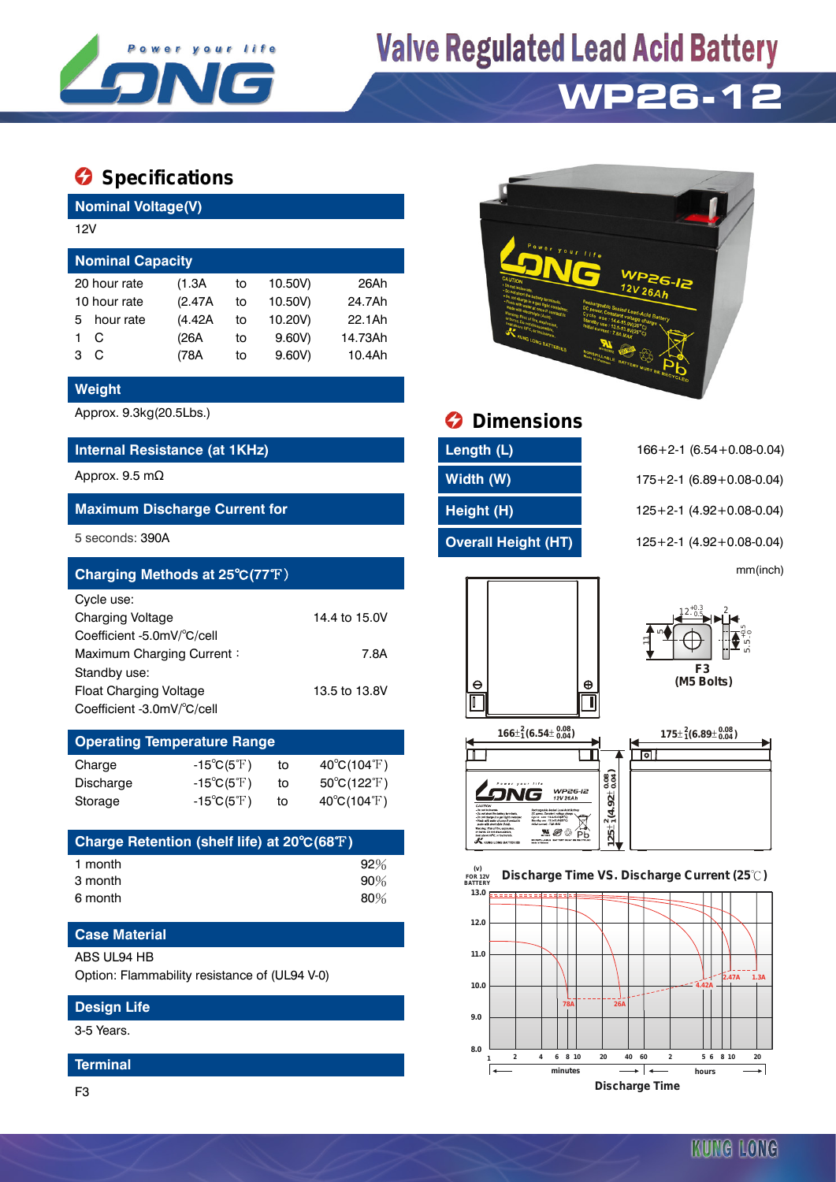# Valve Regulated Lead Acid Battery

# WP26-12

## Specifications

### Nominal Voltage(V)

12V

### Nominal Capacity

| | | | | |
|---|---|---|---|---|
| 20 hour rate | (1.3A | to | 10.50V) | 26Ah |
| 10 hour rate | (2.47A | to | 10.50V) | 24.7Ah |
| 5 hour rate | (4.42A | to | 10.20V) | 22.1Ah |
| 1 C | (26A | to | 9.60V) | 14.73Ah |
| 3 C | (78A | to | 9.60V) | 10.4Ah |

### Weight

Approx. 9.3kg(20.5Lbs.)

### Internal Resistance (at 1KHz)

Approx. 9.5 mΩ

### Maximum Discharge Current for

5 seconds: 390A

### Charging Methods at 25℃(77℉)

Cycle use:

| | |
|---|---|
| Charging Voltage | 14.4 to 15.0V |
| Coefficient -5.0mV/℃/cell | |
| Maximum Charging Current： | 7.8A |

Standby use:

| | |
|---|---|
| Float Charging Voltage | 13.5 to 13.8V |
| Coefficient -3.0mV/℃/cell | |

### Operating Temperature Range

| | | | |
|---|---|---|---|
| Charge | -15℃(5℉) | to | 40℃(104℉) |
| Discharge | -15℃(5℉) | to | 50℃(122℉) |
| Storage | -15℃(5℉) | to | 40℃(104℉) |

### Charge Retention (shelf life) at 20℃(68℉)

| | |
|---|---|
| 1 month | 92% |
| 3 month | 90% |
| 6 month | 80% |

### Case Material

ABS UL94 HB

Option: Flammability resistance of (UL94 V-0)

### Design Life

3-5 Years.

### Terminal

F3

## Dimensions

| | |
|---|---|
| Length (L) | 166+2-1 (6.54+0.08-0.04) |
| Width (W) | 175+2-1 (6.89+0.08-0.04) |
| Height (H) | 125+2-1 (4.92+0.08-0.04) |
| Overall Height (HT) | 125+2-1 (4.92+0.08-0.04) |

mm(inch)

F3 (M5 Bolts)

Discharge Time VS. Discharge Current (25℃)

Discharge Time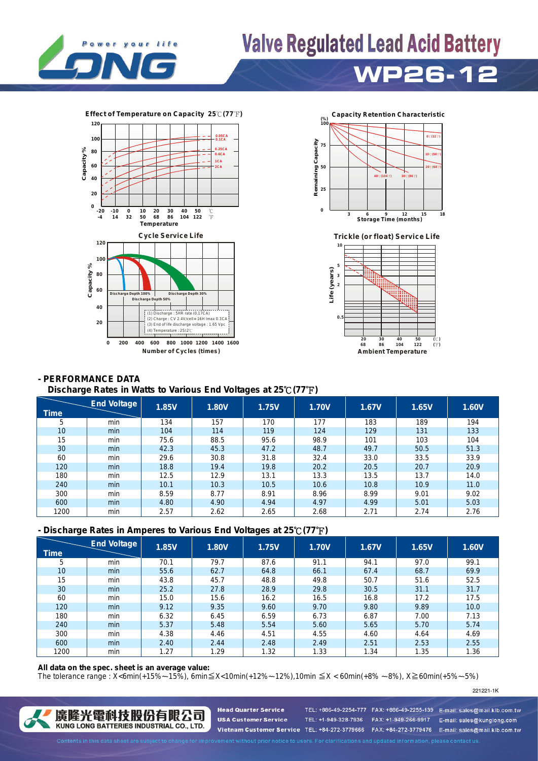# Valve Regulated Lead Acid Battery

# WP26-12

Power your life

LONG

**Effect of Temperature on Capacity 25℃(77℉)**

120
100
80
60
40
20
0
Capacity %
0.05CA
0.1CA
0.25CA
0.6CA
1CA
2CA
-20 -10 0 10 20 30 40 50 ℃
-4 14 32 50 68 86 104 122 ℉
Temperature

**Capacity Retention Characteristic**

(%)
100
75
50
25
0
Remaining Capacity
0℃(32℉)
10℃(50℉)
20℃(68℉)
40℃(104℉)
30℃(86℉)
3 6 9 12 15 18
Storage Time (months)

**Cycle Service Life**

120
100
80
60
40
20
Capacity %
Discharge Depth 100%
Discharge Depth 30%
Discharge Depth 50%
(1) Discharge : 5HR rate (0.17CA)
(2) Charge : CV 2.4V/cell≅16H Imax 0.3CA
(3) End of life discharge voltage : 1.65 Vpc
(4) Temperature : 25±2℃
0 200 400 600 800 1000 1200 1400 1600
Number of Cycles (times)

**Trickle (or float) Service Life**

10
5
3
2
0.5
Life (years)
20 30 40 50 (℃)
68 86 104 122 (℉)
Ambient Temperature

## - PERFORMANCE DATA

**Discharge Rates in Watts to Various End Voltages at 25℃(77℉)**

| Time | | 1.85V | 1.80V | 1.75V | 1.70V | 1.67V | 1.65V | 1.60V |
|---|---|---|---|---|---|---|---|---|
| 5 | min | 134 | 157 | 170 | 177 | 183 | 189 | 194 |
| 10 | min | 104 | 114 | 119 | 124 | 129 | 131 | 133 |
| 15 | min | 75.6 | 88.5 | 95.6 | 98.9 | 101 | 103 | 104 |
| 30 | min | 42.3 | 45.3 | 47.2 | 48.7 | 49.7 | 50.5 | 51.3 |
| 60 | min | 29.6 | 30.8 | 31.8 | 32.4 | 33.0 | 33.5 | 33.9 |
| 120 | min | 18.8 | 19.4 | 19.8 | 20.2 | 20.5 | 20.7 | 20.9 |
| 180 | min | 12.5 | 12.9 | 13.1 | 13.3 | 13.5 | 13.7 | 14.0 |
| 240 | min | 10.1 | 10.3 | 10.5 | 10.6 | 10.8 | 10.9 | 11.0 |
| 300 | min | 8.59 | 8.77 | 8.91 | 8.96 | 8.99 | 9.01 | 9.02 |
| 600 | min | 4.80 | 4.90 | 4.94 | 4.97 | 4.99 | 5.01 | 5.03 |
| 1200 | min | 2.57 | 2.62 | 2.65 | 2.68 | 2.71 | 2.74 | 2.76 |

**- Discharge Rates in Amperes to Various End Voltages at 25℃(77℉)**

| Time | | 1.85V | 1.80V | 1.75V | 1.70V | 1.67V | 1.65V | 1.60V |
|---|---|---|---|---|---|---|---|---|
| 5 | min | 70.1 | 79.7 | 87.6 | 91.1 | 94.1 | 97.0 | 99.1 |
| 10 | min | 55.6 | 62.7 | 64.8 | 66.1 | 67.4 | 68.7 | 69.9 |
| 15 | min | 43.8 | 45.7 | 48.8 | 49.8 | 50.7 | 51.6 | 52.5 |
| 30 | min | 25.2 | 27.8 | 28.9 | 29.8 | 30.5 | 31.1 | 31.7 |
| 60 | min | 15.0 | 15.6 | 16.2 | 16.5 | 16.8 | 17.2 | 17.5 |
| 120 | min | 9.12 | 9.35 | 9.60 | 9.70 | 9.80 | 9.89 | 10.0 |
| 180 | min | 6.32 | 6.45 | 6.59 | 6.73 | 6.87 | 7.00 | 7.13 |
| 240 | min | 5.37 | 5.48 | 5.54 | 5.60 | 5.65 | 5.70 | 5.74 |
| 300 | min | 4.38 | 4.46 | 4.51 | 4.55 | 4.60 | 4.64 | 4.69 |
| 600 | min | 2.40 | 2.44 | 2.48 | 2.49 | 2.51 | 2.53 | 2.55 |
| 1200 | min | 1.27 | 1.29 | 1.32 | 1.33 | 1.34 | 1.35 | 1.36 |

**All data on the spec. sheet is an average value:**
The tolerance range : X<6min(+15%∼15%), 6min≦X<10min(+12%∼12%),10min ≦X < 60min(+8% ∼8%), X≧60min(+5%∼5%)

221221-1K

廣隆光電科技股份有限公司
KUNG LONG BATTERIES INDUSTRIAL CO., LTD.

| | | | |
|---|---|---|---|
| Head Quarter Service | TEL: +886-49-2254-777 | FAX: +886-49-2255-139 | E-mail: sales@mail.klb.com.tw |
| USA Customer Service | TEL: +1-949-328-7936 | FAX: +1-949-266-9917 | E-mail: sales@kunglong.com |
| Vietnam Customer Service | TEL: +84-272-3779666 | FAX: +84-272-3779476 | E-mail: sales@mail.klb.com.tw |

Contents in this data sheet are subject to change for improvement without prior notice to users. For clarifications and updated information, please contact us.